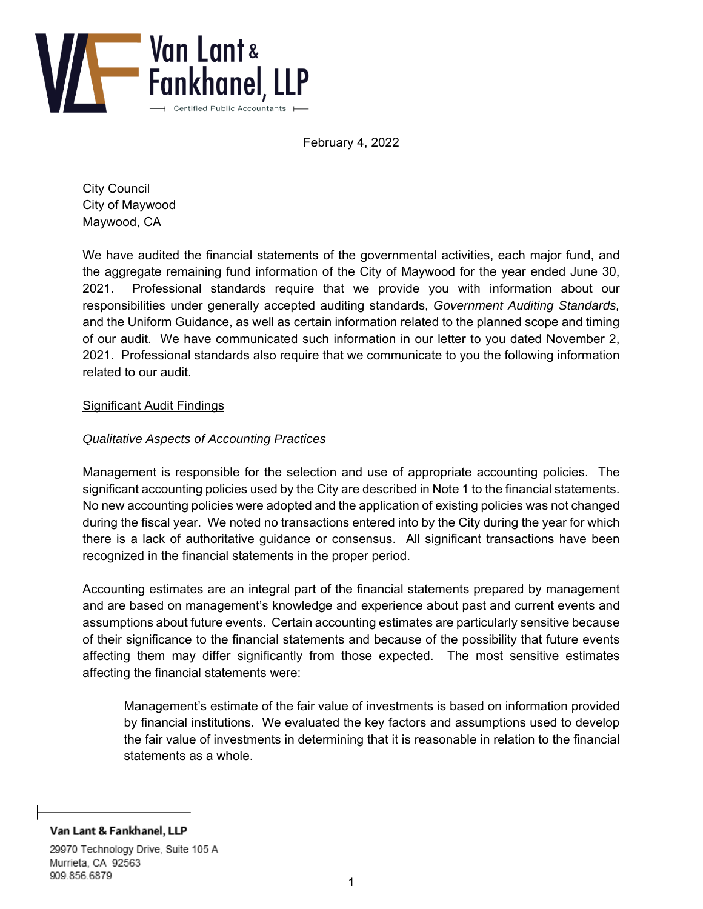Van Lant & Fankhanel, LLP

Certified Public Accountants

February 4, 2022

City Council
City of Maywood
Maywood, CA

We have audited the financial statements of the governmental activities, each major fund, and the aggregate remaining fund information of the City of Maywood for the year ended June 30, 2021. Professional standards require that we provide you with information about our responsibilities under generally accepted auditing standards, *Government Auditing Standards,* and the Uniform Guidance, as well as certain information related to the planned scope and timing of our audit. We have communicated such information in our letter to you dated November 2, 2021. Professional standards also require that we communicate to you the following information related to our audit.

## Significant Audit Findings

### *Qualitative Aspects of Accounting Practices*

Management is responsible for the selection and use of appropriate accounting policies. The significant accounting policies used by the City are described in Note 1 to the financial statements. No new accounting policies were adopted and the application of existing policies was not changed during the fiscal year. We noted no transactions entered into by the City during the year for which there is a lack of authoritative guidance or consensus. All significant transactions have been recognized in the financial statements in the proper period.

Accounting estimates are an integral part of the financial statements prepared by management and are based on management's knowledge and experience about past and current events and assumptions about future events. Certain accounting estimates are particularly sensitive because of their significance to the financial statements and because of the possibility that future events affecting them may differ significantly from those expected. The most sensitive estimates affecting the financial statements were:

> Management's estimate of the fair value of investments is based on information provided by financial institutions. We evaluated the key factors and assumptions used to develop the fair value of investments in determining that it is reasonable in relation to the financial statements as a whole.

**Van Lant & Fankhanel, LLP**
29970 Technology Drive, Suite 105 A
Murrieta, CA 92563
909.856.6879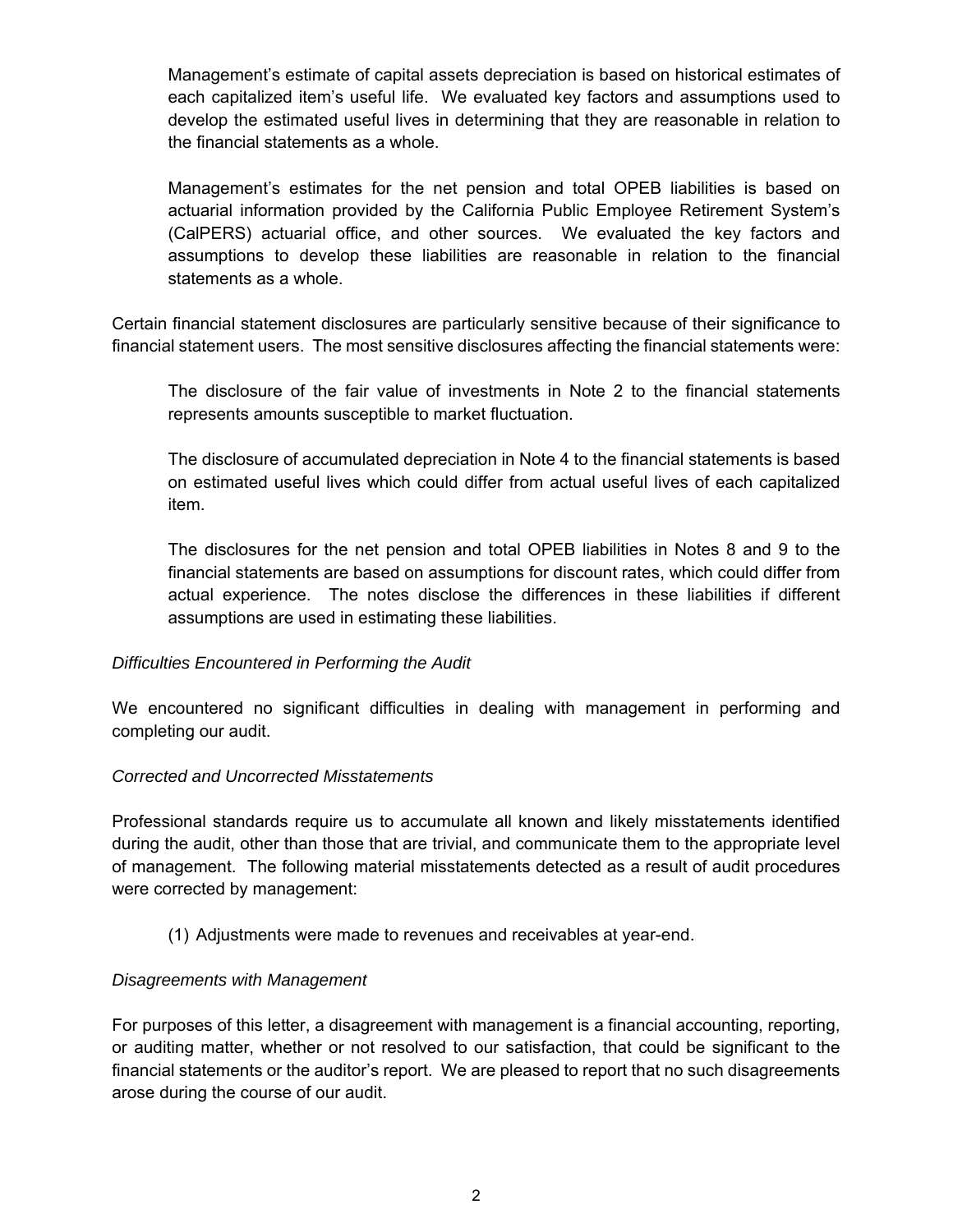Management's estimate of capital assets depreciation is based on historical estimates of each capitalized item's useful life. We evaluated key factors and assumptions used to develop the estimated useful lives in determining that they are reasonable in relation to the financial statements as a whole.

Management's estimates for the net pension and total OPEB liabilities is based on actuarial information provided by the California Public Employee Retirement System's (CalPERS) actuarial office, and other sources. We evaluated the key factors and assumptions to develop these liabilities are reasonable in relation to the financial statements as a whole.

Certain financial statement disclosures are particularly sensitive because of their significance to financial statement users. The most sensitive disclosures affecting the financial statements were:

The disclosure of the fair value of investments in Note 2 to the financial statements represents amounts susceptible to market fluctuation.

The disclosure of accumulated depreciation in Note 4 to the financial statements is based on estimated useful lives which could differ from actual useful lives of each capitalized item.

The disclosures for the net pension and total OPEB liabilities in Notes 8 and 9 to the financial statements are based on assumptions for discount rates, which could differ from actual experience. The notes disclose the differences in these liabilities if different assumptions are used in estimating these liabilities.

*Difficulties Encountered in Performing the Audit*

We encountered no significant difficulties in dealing with management in performing and completing our audit.

*Corrected and Uncorrected Misstatements*

Professional standards require us to accumulate all known and likely misstatements identified during the audit, other than those that are trivial, and communicate them to the appropriate level of management. The following material misstatements detected as a result of audit procedures were corrected by management:

(1) Adjustments were made to revenues and receivables at year-end.

*Disagreements with Management*

For purposes of this letter, a disagreement with management is a financial accounting, reporting, or auditing matter, whether or not resolved to our satisfaction, that could be significant to the financial statements or the auditor's report. We are pleased to report that no such disagreements arose during the course of our audit.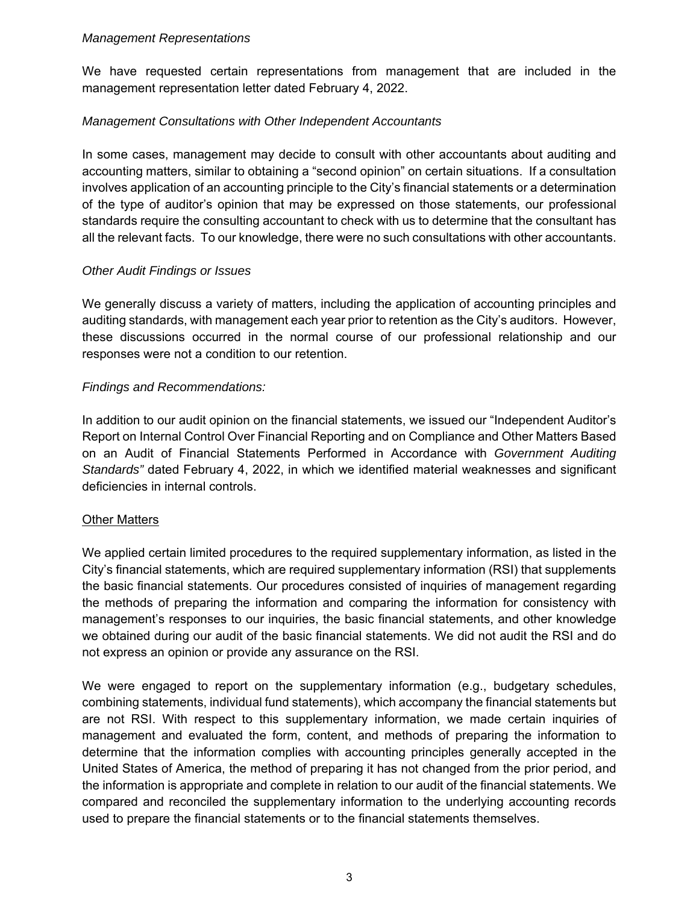*Management Representations*

We have requested certain representations from management that are included in the management representation letter dated February 4, 2022.

*Management Consultations with Other Independent Accountants*

In some cases, management may decide to consult with other accountants about auditing and accounting matters, similar to obtaining a "second opinion" on certain situations. If a consultation involves application of an accounting principle to the City's financial statements or a determination of the type of auditor's opinion that may be expressed on those statements, our professional standards require the consulting accountant to check with us to determine that the consultant has all the relevant facts. To our knowledge, there were no such consultations with other accountants.

*Other Audit Findings or Issues*

We generally discuss a variety of matters, including the application of accounting principles and auditing standards, with management each year prior to retention as the City's auditors. However, these discussions occurred in the normal course of our professional relationship and our responses were not a condition to our retention.

*Findings and Recommendations:*

In addition to our audit opinion on the financial statements, we issued our "Independent Auditor's Report on Internal Control Over Financial Reporting and on Compliance and Other Matters Based on an Audit of Financial Statements Performed in Accordance with *Government Auditing Standards"* dated February 4, 2022, in which we identified material weaknesses and significant deficiencies in internal controls.

<u>Other Matters</u>

We applied certain limited procedures to the required supplementary information, as listed in the City's financial statements, which are required supplementary information (RSI) that supplements the basic financial statements. Our procedures consisted of inquiries of management regarding the methods of preparing the information and comparing the information for consistency with management's responses to our inquiries, the basic financial statements, and other knowledge we obtained during our audit of the basic financial statements. We did not audit the RSI and do not express an opinion or provide any assurance on the RSI.

We were engaged to report on the supplementary information (e.g., budgetary schedules, combining statements, individual fund statements), which accompany the financial statements but are not RSI. With respect to this supplementary information, we made certain inquiries of management and evaluated the form, content, and methods of preparing the information to determine that the information complies with accounting principles generally accepted in the United States of America, the method of preparing it has not changed from the prior period, and the information is appropriate and complete in relation to our audit of the financial statements. We compared and reconciled the supplementary information to the underlying accounting records used to prepare the financial statements or to the financial statements themselves.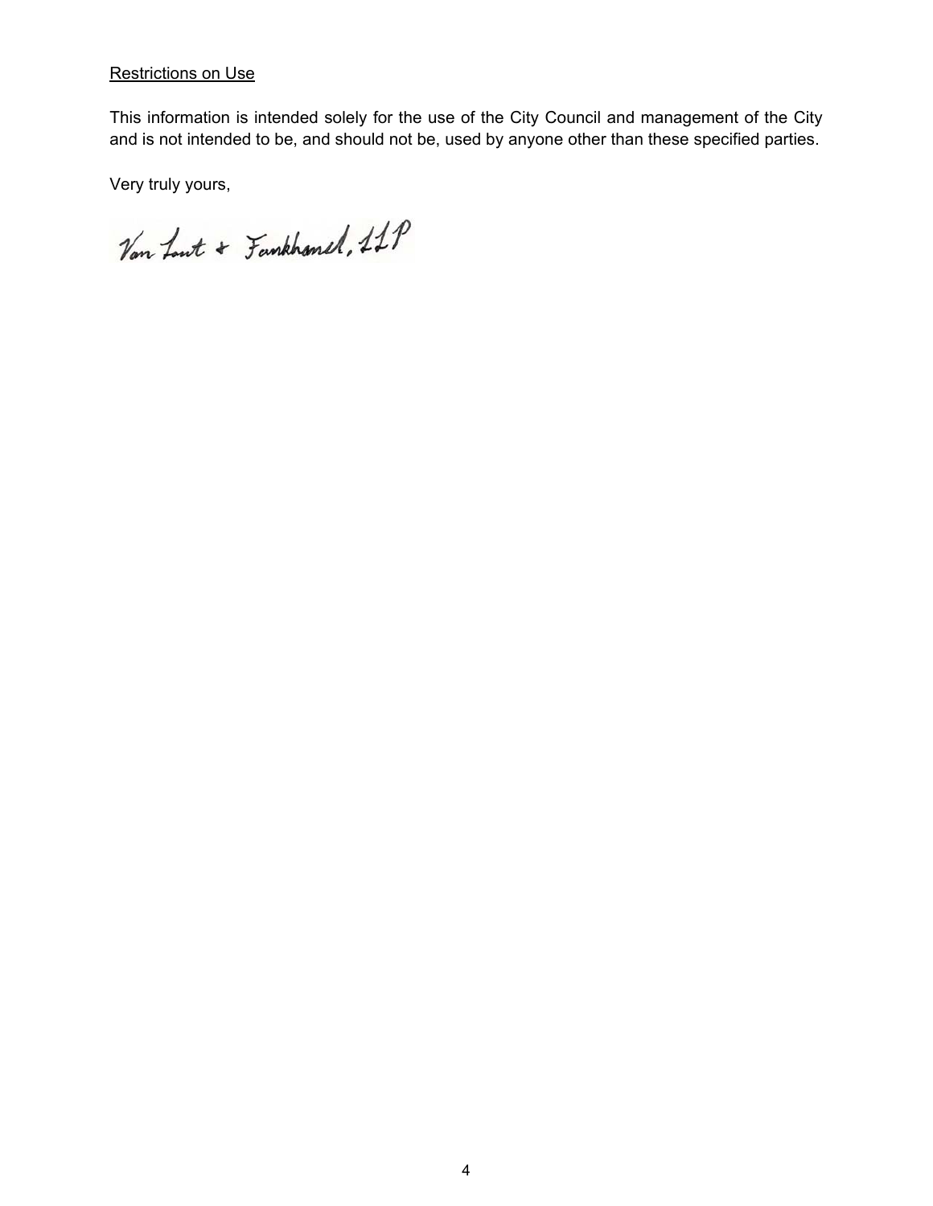<u>Restrictions on Use</u>

This information is intended solely for the use of the City Council and management of the City and is not intended to be, and should not be, used by anyone other than these specified parties.

Very truly yours,

Van Lant & Fankhanel, LLP